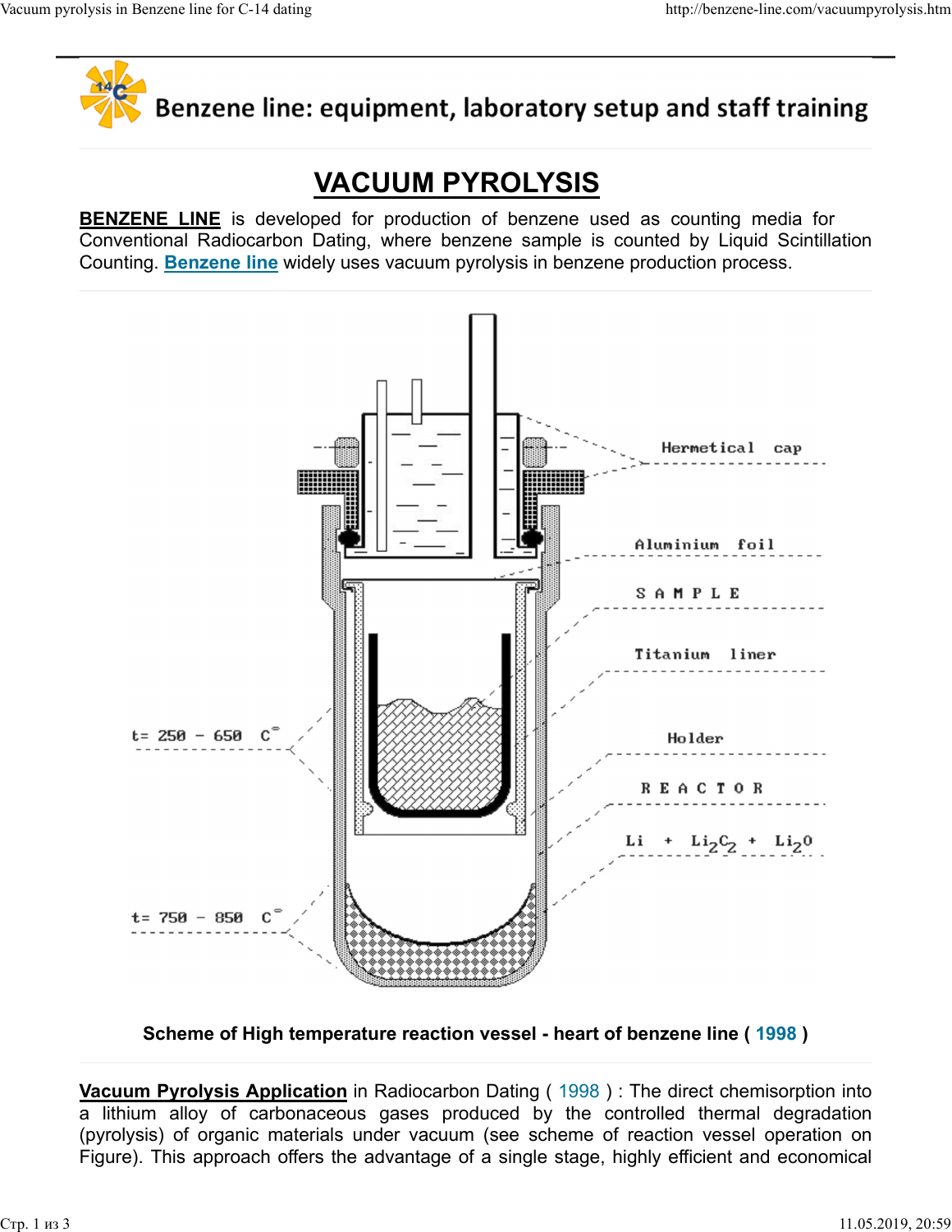Benzene line: equipment, laboratory setup and staff training

# VACUUM PYROLYSIS

**BENZENE LINE** is developed for production of benzene used as counting media for Conventional Radiocarbon Dating, where benzene sample is counted by Liquid Scintillation Counting. **Benzene line** widely uses vacuum pyrolysis in benzene production process.

Hermetical cap

Aluminium foil

SAMPLE

Titanium liner

Holder

REACTOR

$Li + Li_2C_2 + Li_2O$

t= 250 - 650 C°

t= 750 - 850 C°

**Scheme of High temperature reaction vessel - heart of benzene line ( 1998 )**

**Vacuum Pyrolysis Application** in Radiocarbon Dating ( 1998 ) : The direct chemisorption into a lithium alloy of carbonaceous gases produced by the controlled thermal degradation (pyrolysis) of organic materials under vacuum (see scheme of reaction vessel operation on Figure). This approach offers the advantage of a single stage, highly efficient and economical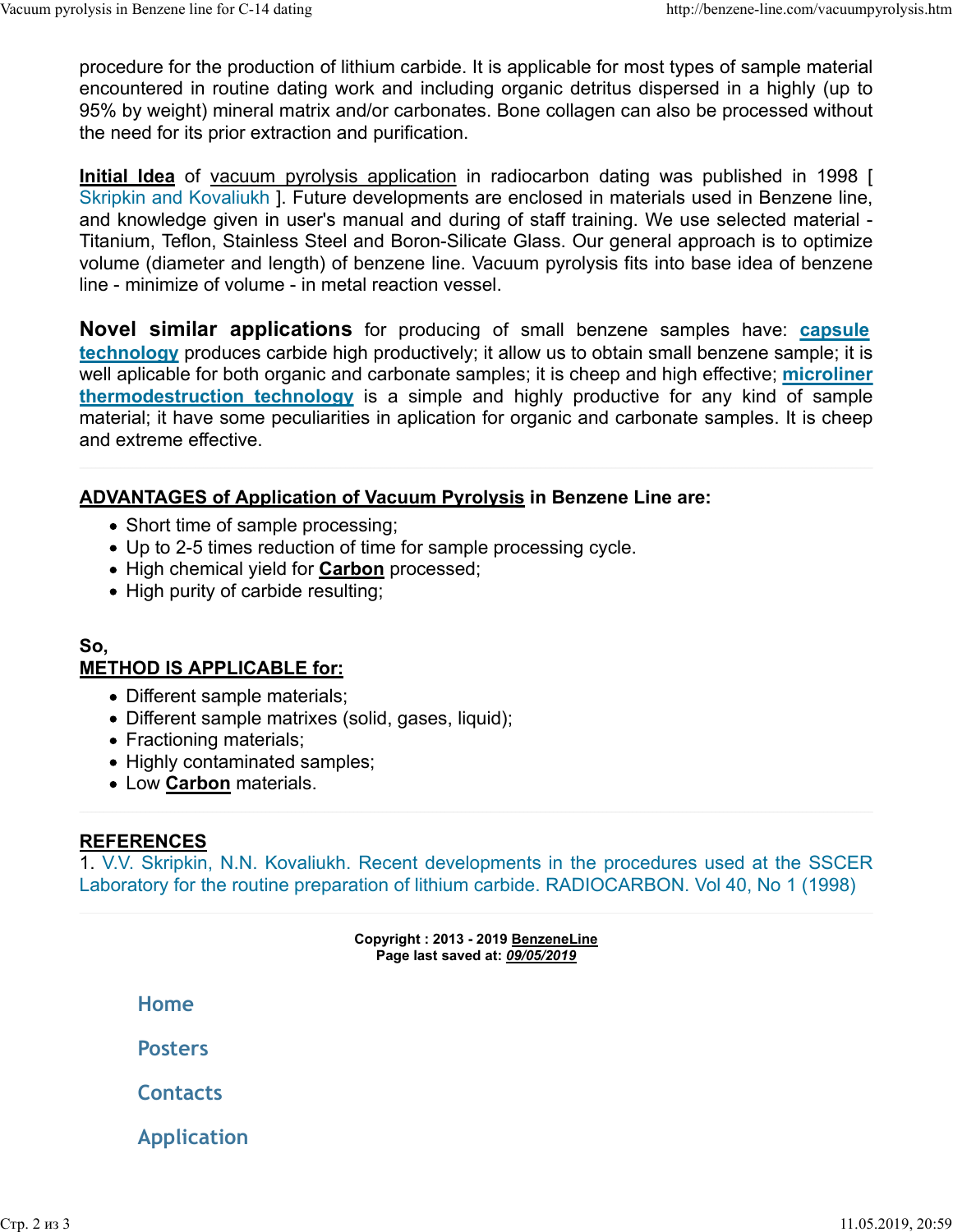procedure for the production of lithium carbide. It is applicable for most types of sample material encountered in routine dating work and including organic detritus dispersed in a highly (up to 95% by weight) mineral matrix and/or carbonates. Bone collagen can also be processed without the need for its prior extraction and purification.

**Initial Idea** of vacuum pyrolysis application in radiocarbon dating was published in 1998 [ Skripkin and Kovaliukh ]. Future developments are enclosed in materials used in Benzene line, and knowledge given in user's manual and during of staff training. We use selected material - Titanium, Teflon, Stainless Steel and Boron-Silicate Glass. Our general approach is to optimize volume (diameter and length) of benzene line. Vacuum pyrolysis fits into base idea of benzene line - minimize of volume - in metal reaction vessel.

**Novel similar applications** for producing of small benzene samples have: **capsule technology** produces carbide high productively; it allow us to obtain small benzene sample; it is well aplicable for both organic and carbonate samples; it is cheep and high effective; **microliner thermodestruction technology** is a simple and highly productive for any kind of sample material; it have some peculiarities in aplication for organic and carbonate samples. It is cheep and extreme effective.

---

**ADVANTAGES of Application of Vacuum Pyrolysis in Benzene Line are:**

- Short time of sample processing;
- Up to 2-5 times reduction of time for sample processing cycle.
- High chemical yield for **Carbon** processed;
- High purity of carbide resulting;

**So,**
**METHOD IS APPLICABLE for:**

- Different sample materials;
- Different sample matrixes (solid, gases, liquid);
- Fractioning materials;
- Highly contaminated samples;
- Low **Carbon** materials.

---

**REFERENCES**

1. V.V. Skripkin, N.N. Kovaliukh. Recent developments in the procedures used at the SSCER Laboratory for the routine preparation of lithium carbide. RADIOCARBON. Vol 40, No 1 (1998)

---

**Copyright : 2013 - 2019 BenzeneLine**
**Page last saved at: *09/05/2019***

Home

Posters

Contacts

Application